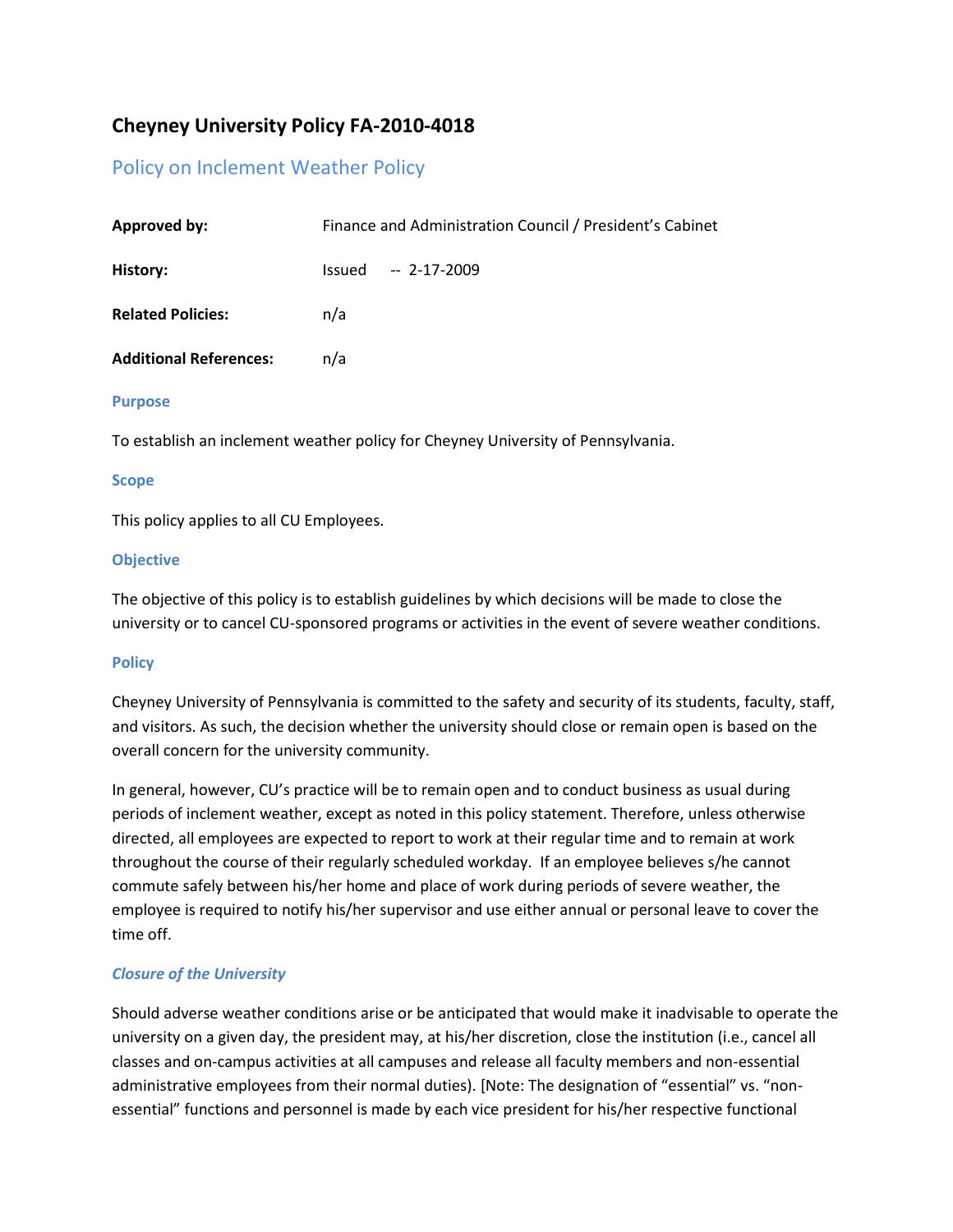# Cheyney University Policy FA-2010-4018

## Policy on Inclement Weather Policy

| | |
|---|---|
| **Approved by:** | Finance and Administration Council / President's Cabinet |
| **History:** | Issued -- 2-17-2009 |
| **Related Policies:** | n/a |
| **Additional References:** | n/a |

### Purpose

To establish an inclement weather policy for Cheyney University of Pennsylvania.

### Scope

This policy applies to all CU Employees.

### Objective

The objective of this policy is to establish guidelines by which decisions will be made to close the university or to cancel CU-sponsored programs or activities in the event of severe weather conditions.

### Policy

Cheyney University of Pennsylvania is committed to the safety and security of its students, faculty, staff, and visitors. As such, the decision whether the university should close or remain open is based on the overall concern for the university community.

In general, however, CU's practice will be to remain open and to conduct business as usual during periods of inclement weather, except as noted in this policy statement. Therefore, unless otherwise directed, all employees are expected to report to work at their regular time and to remain at work throughout the course of their regularly scheduled workday. If an employee believes s/he cannot commute safely between his/her home and place of work during periods of severe weather, the employee is required to notify his/her supervisor and use either annual or personal leave to cover the time off.

#### *Closure of the University*

Should adverse weather conditions arise or be anticipated that would make it inadvisable to operate the university on a given day, the president may, at his/her discretion, close the institution (i.e., cancel all classes and on-campus activities at all campuses and release all faculty members and non-essential administrative employees from their normal duties). [Note: The designation of "essential" vs. "non-essential" functions and personnel is made by each vice president for his/her respective functional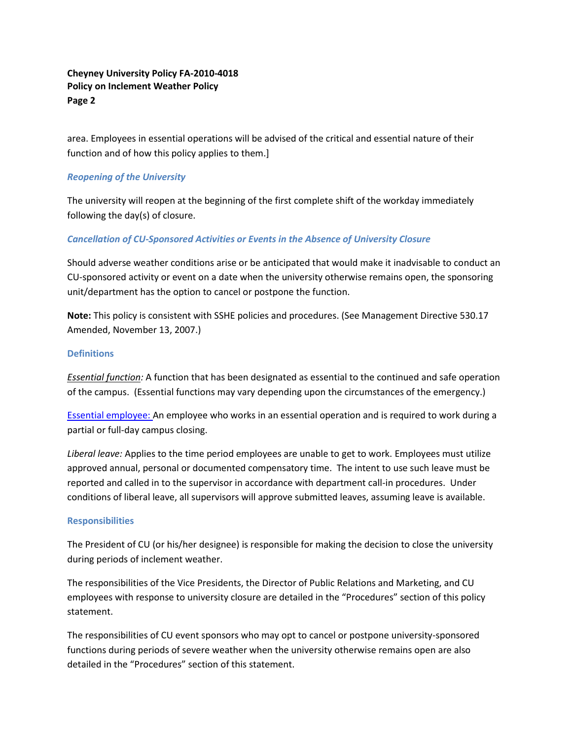area. Employees in essential operations will be advised of the critical and essential nature of their function and of how this policy applies to them.]

### *Reopening of the University*

The university will reopen at the beginning of the first complete shift of the workday immediately following the day(s) of closure.

### *Cancellation of CU-Sponsored Activities or Events in the Absence of University Closure*

Should adverse weather conditions arise or be anticipated that would make it inadvisable to conduct an CU-sponsored activity or event on a date when the university otherwise remains open, the sponsoring unit/department has the option to cancel or postpone the function.

**Note:** This policy is consistent with SSHE policies and procedures. (See Management Directive 530.17 Amended, November 13, 2007.)

## Definitions

*Essential function:* A function that has been designated as essential to the continued and safe operation of the campus. (Essential functions may vary depending upon the circumstances of the emergency.)

Essential employee: An employee who works in an essential operation and is required to work during a partial or full-day campus closing.

*Liberal leave:* Applies to the time period employees are unable to get to work. Employees must utilize approved annual, personal or documented compensatory time. The intent to use such leave must be reported and called in to the supervisor in accordance with department call-in procedures. Under conditions of liberal leave, all supervisors will approve submitted leaves, assuming leave is available.

## Responsibilities

The President of CU (or his/her designee) is responsible for making the decision to close the university during periods of inclement weather.

The responsibilities of the Vice Presidents, the Director of Public Relations and Marketing, and CU employees with response to university closure are detailed in the "Procedures" section of this policy statement.

The responsibilities of CU event sponsors who may opt to cancel or postpone university-sponsored functions during periods of severe weather when the university otherwise remains open are also detailed in the "Procedures" section of this statement.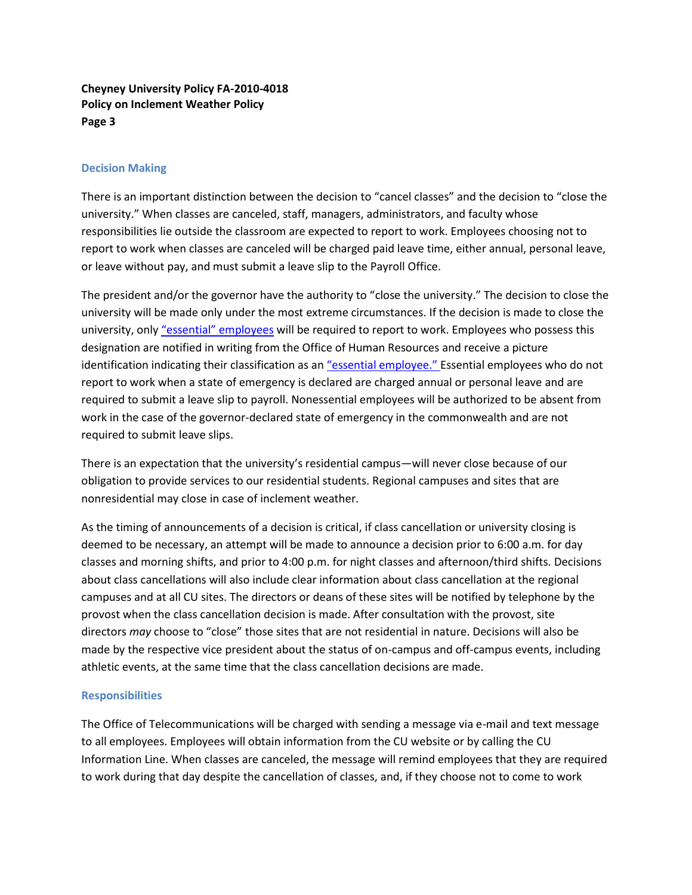## Decision Making

There is an important distinction between the decision to "cancel classes" and the decision to "close the university." When classes are canceled, staff, managers, administrators, and faculty whose responsibilities lie outside the classroom are expected to report to work. Employees choosing not to report to work when classes are canceled will be charged paid leave time, either annual, personal leave, or leave without pay, and must submit a leave slip to the Payroll Office.

The president and/or the governor have the authority to "close the university." The decision to close the university will be made only under the most extreme circumstances. If the decision is made to close the university, only "essential" employees will be required to report to work. Employees who possess this designation are notified in writing from the Office of Human Resources and receive a picture identification indicating their classification as an "essential employee." Essential employees who do not report to work when a state of emergency is declared are charged annual or personal leave and are required to submit a leave slip to payroll. Nonessential employees will be authorized to be absent from work in the case of the governor-declared state of emergency in the commonwealth and are not required to submit leave slips.

There is an expectation that the university's residential campus—will never close because of our obligation to provide services to our residential students. Regional campuses and sites that are nonresidential may close in case of inclement weather.

As the timing of announcements of a decision is critical, if class cancellation or university closing is deemed to be necessary, an attempt will be made to announce a decision prior to 6:00 a.m. for day classes and morning shifts, and prior to 4:00 p.m. for night classes and afternoon/third shifts. Decisions about class cancellations will also include clear information about class cancellation at the regional campuses and at all CU sites. The directors or deans of these sites will be notified by telephone by the provost when the class cancellation decision is made. After consultation with the provost, site directors *may* choose to "close" those sites that are not residential in nature. Decisions will also be made by the respective vice president about the status of on-campus and off-campus events, including athletic events, at the same time that the class cancellation decisions are made.

## Responsibilities

The Office of Telecommunications will be charged with sending a message via e-mail and text message to all employees. Employees will obtain information from the CU website or by calling the CU Information Line. When classes are canceled, the message will remind employees that they are required to work during that day despite the cancellation of classes, and, if they choose not to come to work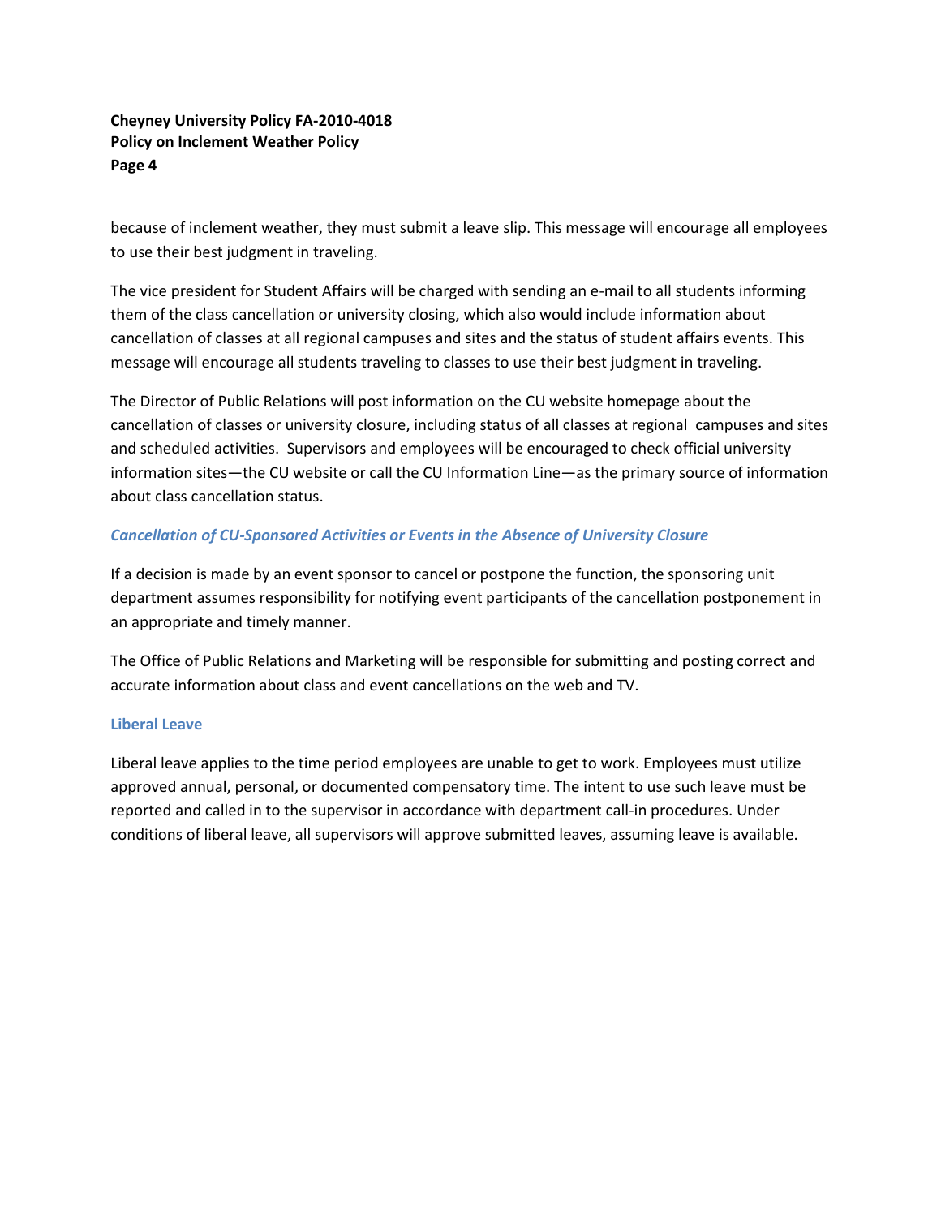because of inclement weather, they must submit a leave slip. This message will encourage all employees to use their best judgment in traveling.

The vice president for Student Affairs will be charged with sending an e-mail to all students informing them of the class cancellation or university closing, which also would include information about cancellation of classes at all regional campuses and sites and the status of student affairs events. This message will encourage all students traveling to classes to use their best judgment in traveling.

The Director of Public Relations will post information on the CU website homepage about the cancellation of classes or university closure, including status of all classes at regional campuses and sites and scheduled activities. Supervisors and employees will be encouraged to check official university information sites—the CU website or call the CU Information Line—as the primary source of information about class cancellation status.

### *Cancellation of CU-Sponsored Activities or Events in the Absence of University Closure*

If a decision is made by an event sponsor to cancel or postpone the function, the sponsoring unit department assumes responsibility for notifying event participants of the cancellation postponement in an appropriate and timely manner.

The Office of Public Relations and Marketing will be responsible for submitting and posting correct and accurate information about class and event cancellations on the web and TV.

### Liberal Leave

Liberal leave applies to the time period employees are unable to get to work. Employees must utilize approved annual, personal, or documented compensatory time. The intent to use such leave must be reported and called in to the supervisor in accordance with department call-in procedures. Under conditions of liberal leave, all supervisors will approve submitted leaves, assuming leave is available.